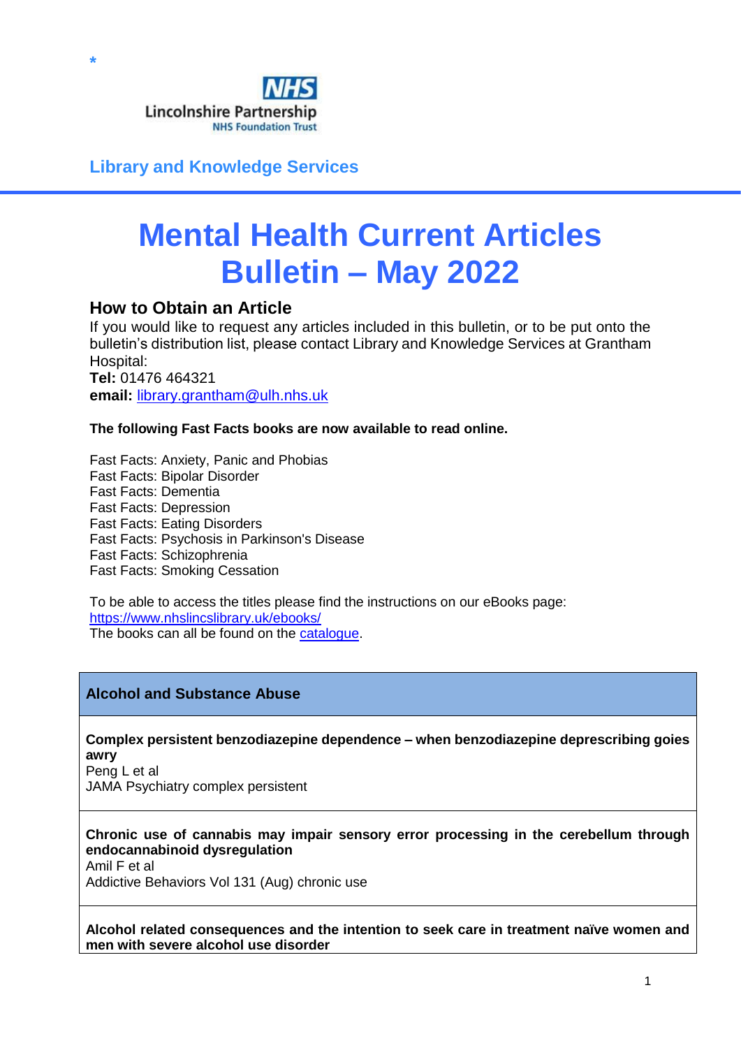*

NHS
Lincolnshire Partnership
NHS Foundation Trust

Library and Knowledge Services

# Mental Health Current Articles Bulletin – May 2022

## How to Obtain an Article

If you would like to request any articles included in this bulletin, or to be put onto the bulletin's distribution list, please contact Library and Knowledge Services at Grantham Hospital:
**Tel:** 01476 464321
**email:** library.grantham@ulh.nhs.uk

**The following Fast Facts books are now available to read online.**

Fast Facts: Anxiety, Panic and Phobias
Fast Facts: Bipolar Disorder
Fast Facts: Dementia
Fast Facts: Depression
Fast Facts: Eating Disorders
Fast Facts: Psychosis in Parkinson's Disease
Fast Facts: Schizophrenia
Fast Facts: Smoking Cessation

To be able to access the titles please find the instructions on our eBooks page:
https://www.nhslincslibrary.uk/ebooks/
The books can all be found on the catalogue.

| **Alcohol and Substance Abuse** |
| --- |
| **Complex persistent benzodiazepine dependence – when benzodiazepine deprescribing goies awry**<br>Peng L et al<br>JAMA Psychiatry complex persistent |
| **Chronic use of cannabis may impair sensory error processing in the cerebellum through endocannabinoid dysregulation**<br>Amil F et al<br>Addictive Behaviors Vol 131 (Aug) chronic use |
| **Alcohol related consequences and the intention to seek care in treatment naïve women and men with severe alcohol use disorder** |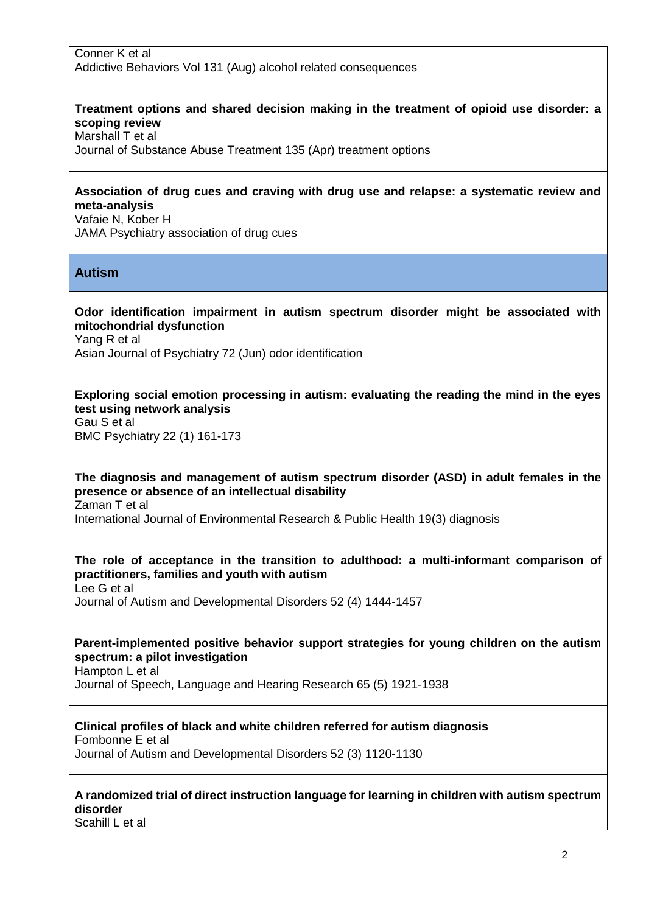Conner K et al
Addictive Behaviors Vol 131 (Aug) alcohol related consequences

**Treatment options and shared decision making in the treatment of opioid use disorder: a scoping review**
Marshall T et al
Journal of Substance Abuse Treatment 135 (Apr) treatment options

**Association of drug cues and craving with drug use and relapse: a systematic review and meta-analysis**
Vafaie N, Kober H
JAMA Psychiatry association of drug cues

## Autism

**Odor identification impairment in autism spectrum disorder might be associated with mitochondrial dysfunction**
Yang R et al
Asian Journal of Psychiatry 72 (Jun) odor identification

**Exploring social emotion processing in autism: evaluating the reading the mind in the eyes test using network analysis**
Gau S et al
BMC Psychiatry 22 (1) 161-173

**The diagnosis and management of autism spectrum disorder (ASD) in adult females in the presence or absence of an intellectual disability**
Zaman T et al
International Journal of Environmental Research & Public Health 19(3) diagnosis

**The role of acceptance in the transition to adulthood: a multi-informant comparison of practitioners, families and youth with autism**
Lee G et al
Journal of Autism and Developmental Disorders 52 (4) 1444-1457

**Parent-implemented positive behavior support strategies for young children on the autism spectrum: a pilot investigation**
Hampton L et al
Journal of Speech, Language and Hearing Research 65 (5) 1921-1938

**Clinical profiles of black and white children referred for autism diagnosis**
Fombonne E et al
Journal of Autism and Developmental Disorders 52 (3) 1120-1130

**A randomized trial of direct instruction language for learning in children with autism spectrum disorder**
Scahill L et al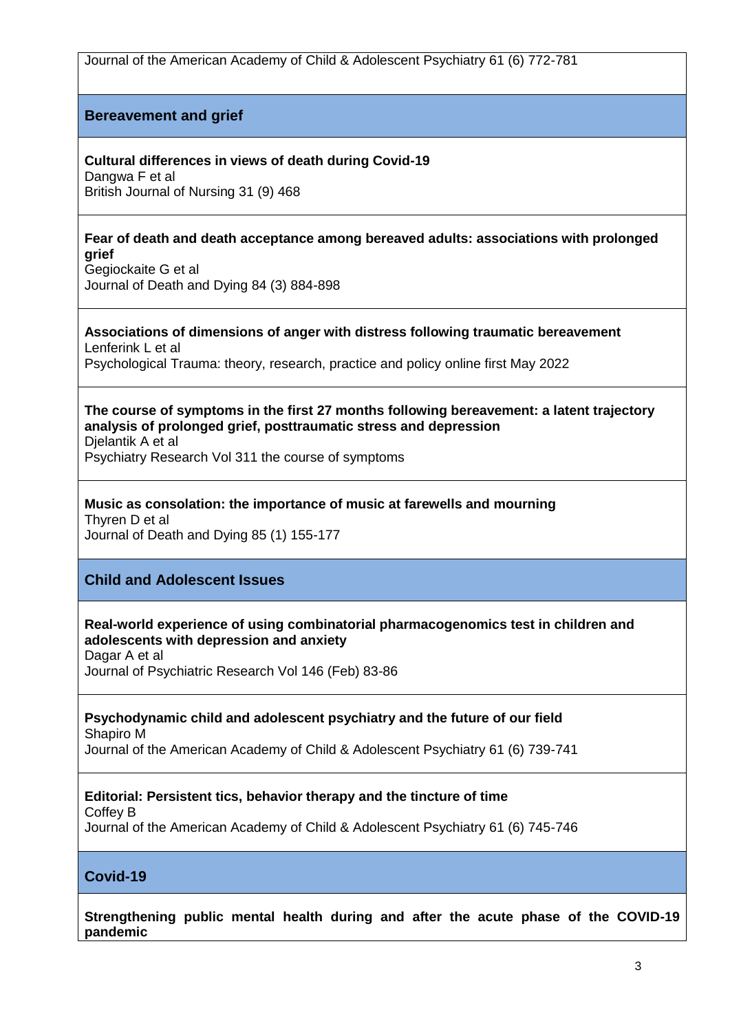Journal of the American Academy of Child & Adolescent Psychiatry 61 (6) 772-781

## Bereavement and grief

**Cultural differences in views of death during Covid-19**
Dangwa F et al
British Journal of Nursing 31 (9) 468

**Fear of death and death acceptance among bereaved adults: associations with prolonged grief**
Gegiockaite G et al
Journal of Death and Dying 84 (3) 884-898

**Associations of dimensions of anger with distress following traumatic bereavement**
Lenferink L et al
Psychological Trauma: theory, research, practice and policy online first May 2022

**The course of symptoms in the first 27 months following bereavement: a latent trajectory analysis of prolonged grief, posttraumatic stress and depression**
Djelantik A et al
Psychiatry Research Vol 311 the course of symptoms

**Music as consolation: the importance of music at farewells and mourning**
Thyren D et al
Journal of Death and Dying 85 (1) 155-177

## Child and Adolescent Issues

**Real-world experience of using combinatorial pharmacogenomics test in children and adolescents with depression and anxiety**
Dagar A et al
Journal of Psychiatric Research Vol 146 (Feb) 83-86

**Psychodynamic child and adolescent psychiatry and the future of our field**
Shapiro M
Journal of the American Academy of Child & Adolescent Psychiatry 61 (6) 739-741

**Editorial: Persistent tics, behavior therapy and the tincture of time**
Coffey B
Journal of the American Academy of Child & Adolescent Psychiatry 61 (6) 745-746

## Covid-19

**Strengthening public mental health during and after the acute phase of the COVID-19 pandemic**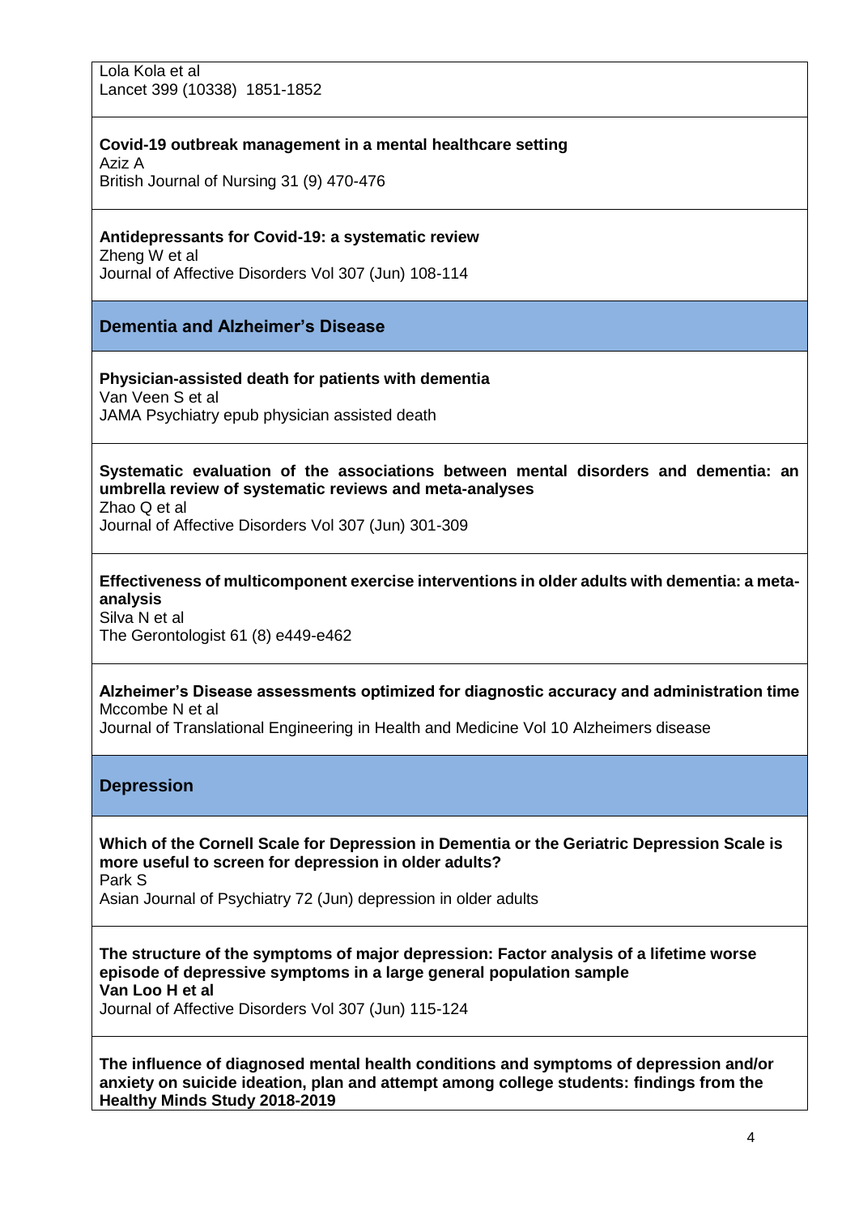Lola Kola et al
Lancet 399 (10338) 1851-1852

**Covid-19 outbreak management in a mental healthcare setting**
Aziz A
British Journal of Nursing 31 (9) 470-476

**Antidepressants for Covid-19: a systematic review**
Zheng W et al
Journal of Affective Disorders Vol 307 (Jun) 108-114

## Dementia and Alzheimer's Disease

**Physician-assisted death for patients with dementia**
Van Veen S et al
JAMA Psychiatry epub physician assisted death

**Systematic evaluation of the associations between mental disorders and dementia: an umbrella review of systematic reviews and meta-analyses**
Zhao Q et al
Journal of Affective Disorders Vol 307 (Jun) 301-309

**Effectiveness of multicomponent exercise interventions in older adults with dementia: a meta-analysis**
Silva N et al
The Gerontologist 61 (8) e449-e462

**Alzheimer's Disease assessments optimized for diagnostic accuracy and administration time**
Mccombe N et al
Journal of Translational Engineering in Health and Medicine Vol 10 Alzheimers disease

## Depression

**Which of the Cornell Scale for Depression in Dementia or the Geriatric Depression Scale is more useful to screen for depression in older adults?**
Park S
Asian Journal of Psychiatry 72 (Jun) depression in older adults

**The structure of the symptoms of major depression: Factor analysis of a lifetime worse episode of depressive symptoms in a large general population sample**
**Van Loo H et al**
Journal of Affective Disorders Vol 307 (Jun) 115-124

**The influence of diagnosed mental health conditions and symptoms of depression and/or anxiety on suicide ideation, plan and attempt among college students: findings from the Healthy Minds Study 2018-2019**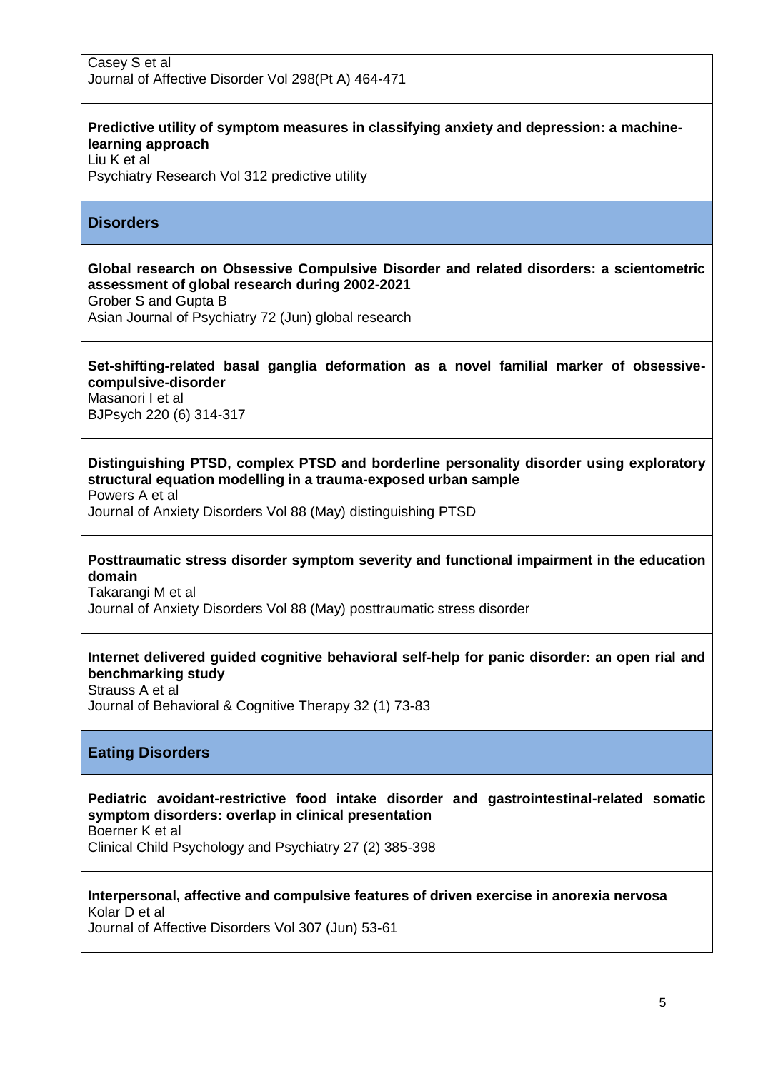Casey S et al
Journal of Affective Disorder Vol 298(Pt A) 464-471

**Predictive utility of symptom measures in classifying anxiety and depression: a machine-learning approach**
Liu K et al
Psychiatry Research Vol 312 predictive utility

## Disorders

**Global research on Obsessive Compulsive Disorder and related disorders: a scientometric assessment of global research during 2002-2021**
Grober S and Gupta B
Asian Journal of Psychiatry 72 (Jun) global research

**Set-shifting-related basal ganglia deformation as a novel familial marker of obsessive-compulsive-disorder**
Masanori I et al
BJPsych 220 (6) 314-317

**Distinguishing PTSD, complex PTSD and borderline personality disorder using exploratory structural equation modelling in a trauma-exposed urban sample**
Powers A et al
Journal of Anxiety Disorders Vol 88 (May) distinguishing PTSD

**Posttraumatic stress disorder symptom severity and functional impairment in the education domain**
Takarangi M et al
Journal of Anxiety Disorders Vol 88 (May) posttraumatic stress disorder

**Internet delivered guided cognitive behavioral self-help for panic disorder: an open rial and benchmarking study**
Strauss A et al
Journal of Behavioral & Cognitive Therapy 32 (1) 73-83

## Eating Disorders

**Pediatric avoidant-restrictive food intake disorder and gastrointestinal-related somatic symptom disorders: overlap in clinical presentation**
Boerner K et al
Clinical Child Psychology and Psychiatry 27 (2) 385-398

**Interpersonal, affective and compulsive features of driven exercise in anorexia nervosa**
Kolar D et al
Journal of Affective Disorders Vol 307 (Jun) 53-61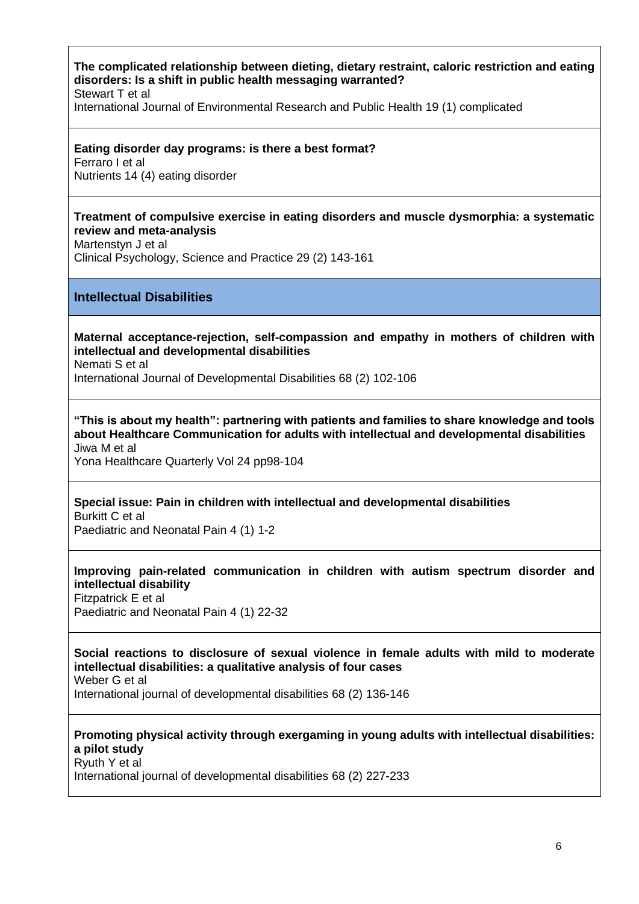**The complicated relationship between dieting, dietary restraint, caloric restriction and eating disorders: Is a shift in public health messaging warranted?**
Stewart T et al
International Journal of Environmental Research and Public Health 19 (1) complicated

**Eating disorder day programs: is there a best format?**
Ferraro I et al
Nutrients 14 (4) eating disorder

**Treatment of compulsive exercise in eating disorders and muscle dysmorphia: a systematic review and meta-analysis**
Martenstyn J et al
Clinical Psychology, Science and Practice 29 (2) 143-161

## Intellectual Disabilities

**Maternal acceptance-rejection, self-compassion and empathy in mothers of children with intellectual and developmental disabilities**
Nemati S et al
International Journal of Developmental Disabilities 68 (2) 102-106

**"This is about my health": partnering with patients and families to share knowledge and tools about Healthcare Communication for adults with intellectual and developmental disabilities**
Jiwa M et al
Yona Healthcare Quarterly Vol 24 pp98-104

**Special issue: Pain in children with intellectual and developmental disabilities**
Burkitt C et al
Paediatric and Neonatal Pain 4 (1) 1-2

**Improving pain-related communication in children with autism spectrum disorder and intellectual disability**
Fitzpatrick E et al
Paediatric and Neonatal Pain 4 (1) 22-32

**Social reactions to disclosure of sexual violence in female adults with mild to moderate intellectual disabilities: a qualitative analysis of four cases**
Weber G et al
International journal of developmental disabilities 68 (2) 136-146

**Promoting physical activity through exergaming in young adults with intellectual disabilities: a pilot study**
Ryuth Y et al
International journal of developmental disabilities 68 (2) 227-233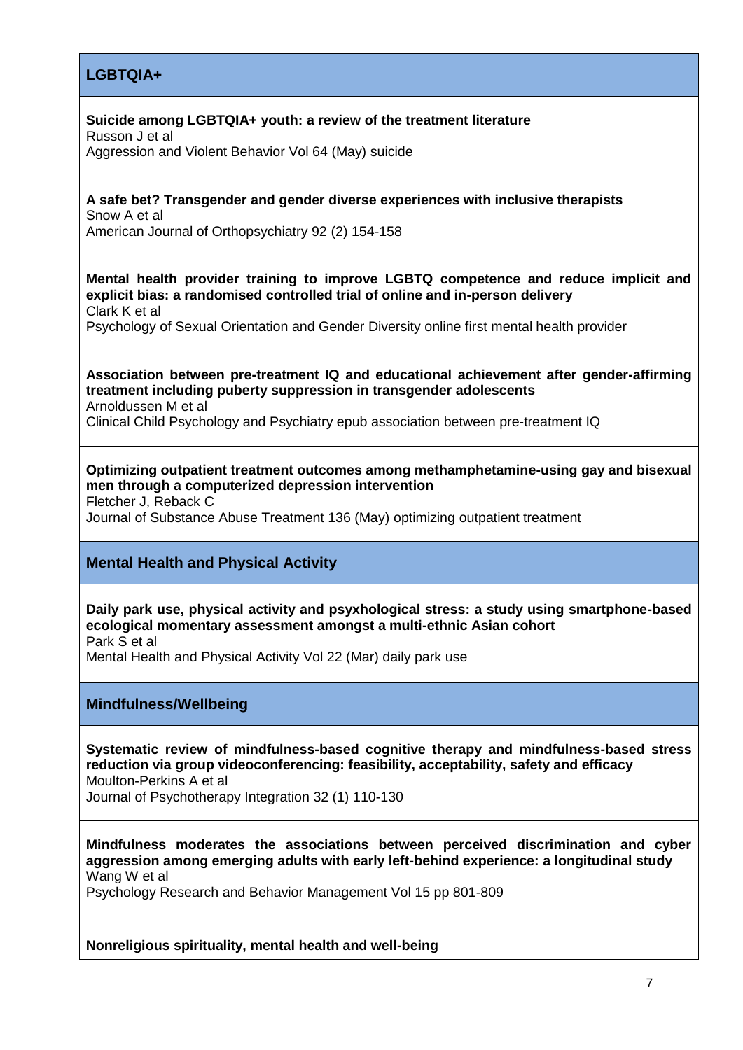## LGBTQIA+

**Suicide among LGBTQIA+ youth: a review of the treatment literature**
Russon J et al
Aggression and Violent Behavior Vol 64 (May) suicide

**A safe bet? Transgender and gender diverse experiences with inclusive therapists**
Snow A et al
American Journal of Orthopsychiatry 92 (2) 154-158

**Mental health provider training to improve LGBTQ competence and reduce implicit and explicit bias: a randomised controlled trial of online and in-person delivery**
Clark K et al
Psychology of Sexual Orientation and Gender Diversity online first mental health provider

**Association between pre-treatment IQ and educational achievement after gender-affirming treatment including puberty suppression in transgender adolescents**
Arnoldussen M et al
Clinical Child Psychology and Psychiatry epub association between pre-treatment IQ

**Optimizing outpatient treatment outcomes among methamphetamine-using gay and bisexual men through a computerized depression intervention**
Fletcher J, Reback C
Journal of Substance Abuse Treatment 136 (May) optimizing outpatient treatment

## Mental Health and Physical Activity

**Daily park use, physical activity and psyxhological stress: a study using smartphone-based ecological momentary assessment amongst a multi-ethnic Asian cohort**
Park S et al
Mental Health and Physical Activity Vol 22 (Mar) daily park use

## Mindfulness/Wellbeing

**Systematic review of mindfulness-based cognitive therapy and mindfulness-based stress reduction via group videoconferencing: feasibility, acceptability, safety and efficacy**
Moulton-Perkins A et al
Journal of Psychotherapy Integration 32 (1) 110-130

**Mindfulness moderates the associations between perceived discrimination and cyber aggression among emerging adults with early left-behind experience: a longitudinal study**
Wang W et al
Psychology Research and Behavior Management Vol 15 pp 801-809

**Nonreligious spirituality, mental health and well-being**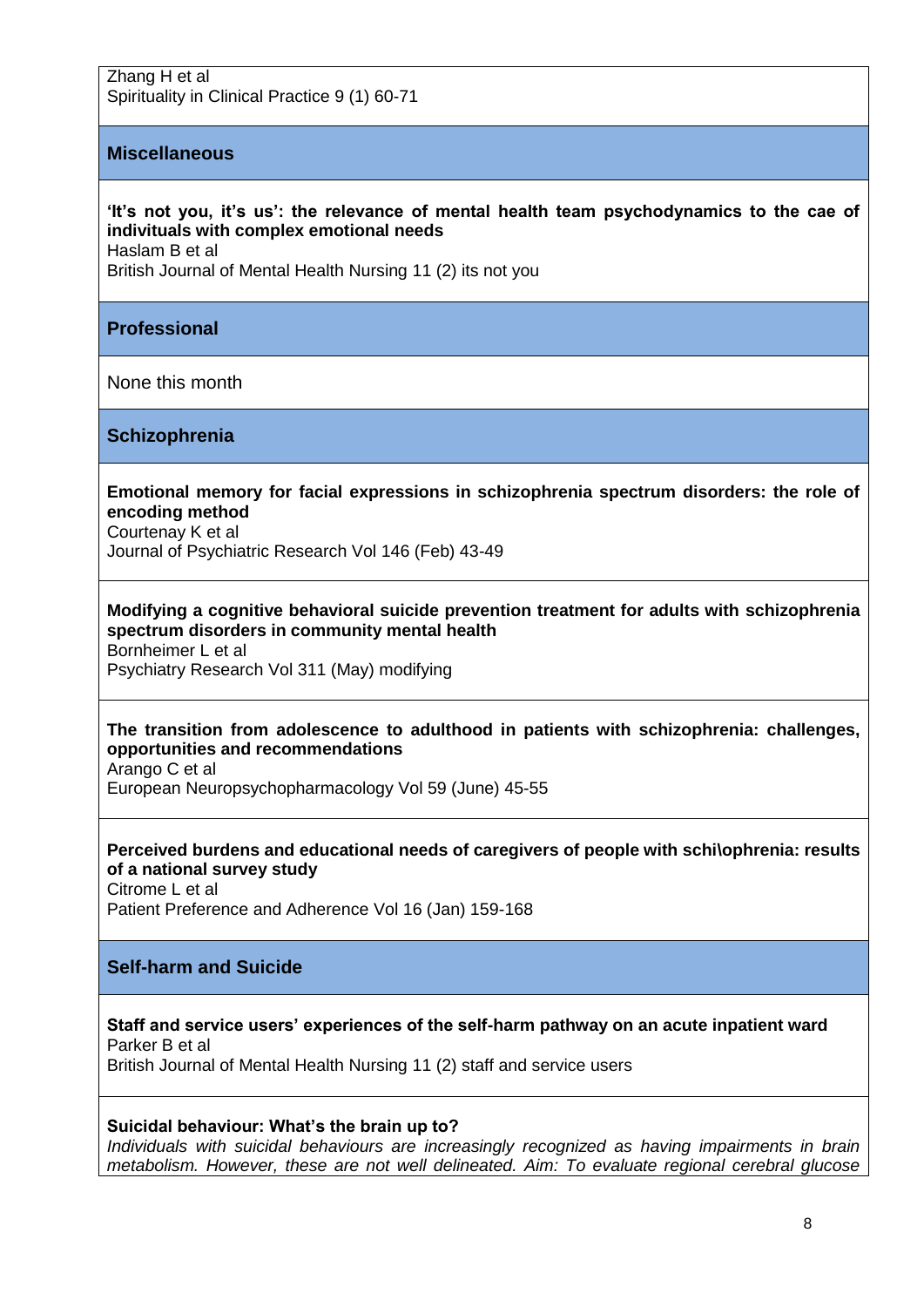Zhang H et al
Spirituality in Clinical Practice 9 (1) 60-71

## Miscellaneous

**'It's not you, it's us': the relevance of mental health team psychodynamics to the cae of indivituals with complex emotional needs**
Haslam B et al
British Journal of Mental Health Nursing 11 (2) its not you

## Professional

None this month

## Schizophrenia

**Emotional memory for facial expressions in schizophrenia spectrum disorders: the role of encoding method**
Courtenay K et al
Journal of Psychiatric Research Vol 146 (Feb) 43-49

**Modifying a cognitive behavioral suicide prevention treatment for adults with schizophrenia spectrum disorders in community mental health**
Bornheimer L et al
Psychiatry Research Vol 311 (May) modifying

**The transition from adolescence to adulthood in patients with schizophrenia: challenges, opportunities and recommendations**
Arango C et al
European Neuropsychopharmacology Vol 59 (June) 45-55

**Perceived burdens and educational needs of caregivers of people with schi\ophrenia: results of a national survey study**
Citrome L et al
Patient Preference and Adherence Vol 16 (Jan) 159-168

## Self-harm and Suicide

**Staff and service users' experiences of the self-harm pathway on an acute inpatient ward**
Parker B et al
British Journal of Mental Health Nursing 11 (2) staff and service users

**Suicidal behaviour: What's the brain up to?**
*Individuals with suicidal behaviours are increasingly recognized as having impairments in brain metabolism. However, these are not well delineated. Aim: To evaluate regional cerebral glucose*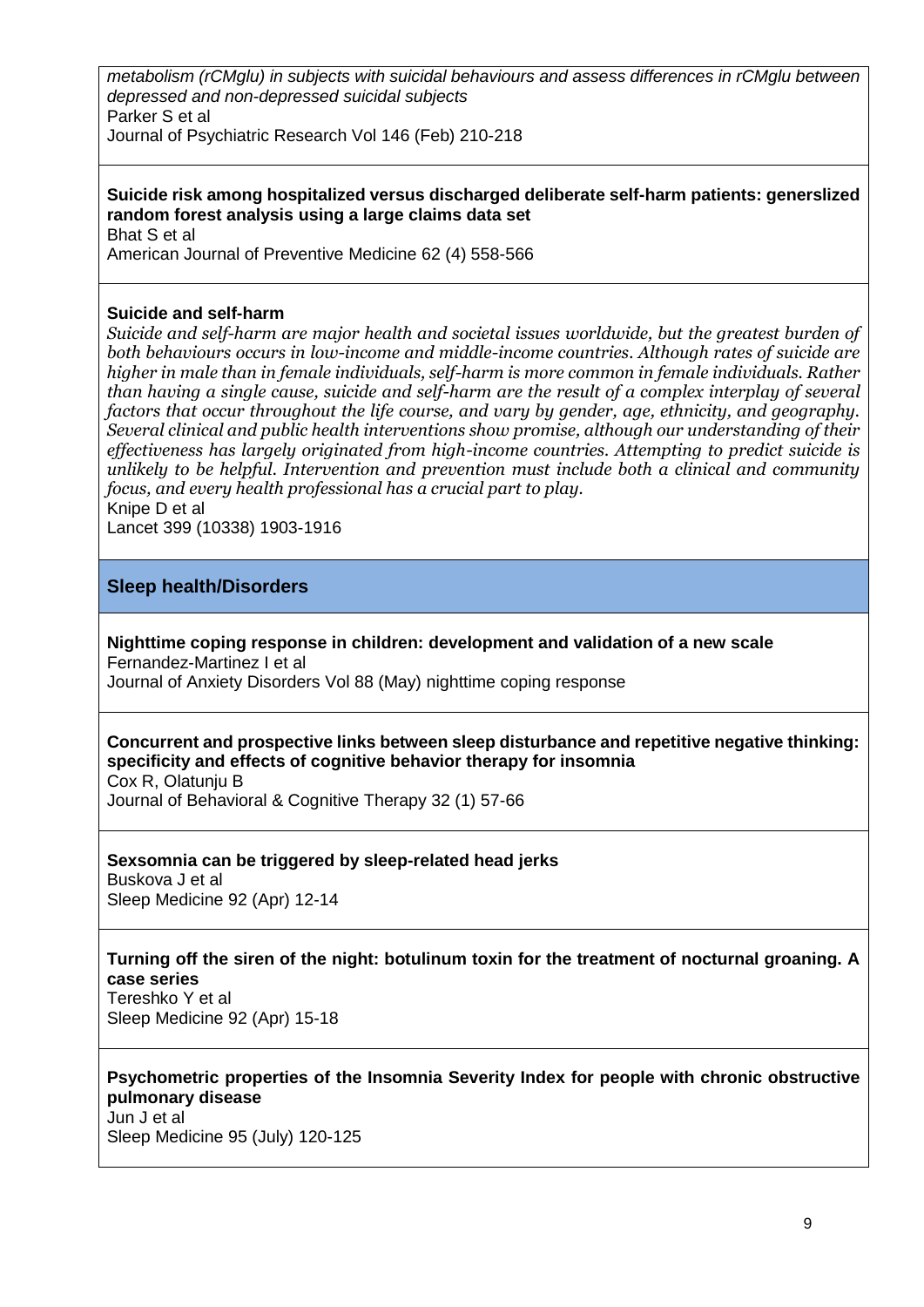*metabolism (rCMglu) in subjects with suicidal behaviours and assess differences in rCMglu between depressed and non-depressed suicidal subjects*
Parker S et al
Journal of Psychiatric Research Vol 146 (Feb) 210-218

**Suicide risk among hospitalized versus discharged deliberate self-harm patients: generslized random forest analysis using a large claims data set**
Bhat S et al
American Journal of Preventive Medicine 62 (4) 558-566

**Suicide and self-harm**
*Suicide and self-harm are major health and societal issues worldwide, but the greatest burden of both behaviours occurs in low-income and middle-income countries. Although rates of suicide are higher in male than in female individuals, self-harm is more common in female individuals. Rather than having a single cause, suicide and self-harm are the result of a complex interplay of several factors that occur throughout the life course, and vary by gender, age, ethnicity, and geography. Several clinical and public health interventions show promise, although our understanding of their effectiveness has largely originated from high-income countries. Attempting to predict suicide is unlikely to be helpful. Intervention and prevention must include both a clinical and community focus, and every health professional has a crucial part to play.*
Knipe D et al
Lancet 399 (10338) 1903-1916

## Sleep health/Disorders

**Nighttime coping response in children: development and validation of a new scale**
Fernandez-Martinez I et al
Journal of Anxiety Disorders Vol 88 (May) nighttime coping response

**Concurrent and prospective links between sleep disturbance and repetitive negative thinking: specificity and effects of cognitive behavior therapy for insomnia**
Cox R, Olatunju B
Journal of Behavioral & Cognitive Therapy 32 (1) 57-66

**Sexsomnia can be triggered by sleep-related head jerks**
Buskova J et al
Sleep Medicine 92 (Apr) 12-14

**Turning off the siren of the night: botulinum toxin for the treatment of nocturnal groaning. A case series**
Tereshko Y et al
Sleep Medicine 92 (Apr) 15-18

**Psychometric properties of the Insomnia Severity Index for people with chronic obstructive pulmonary disease**
Jun J et al
Sleep Medicine 95 (July) 120-125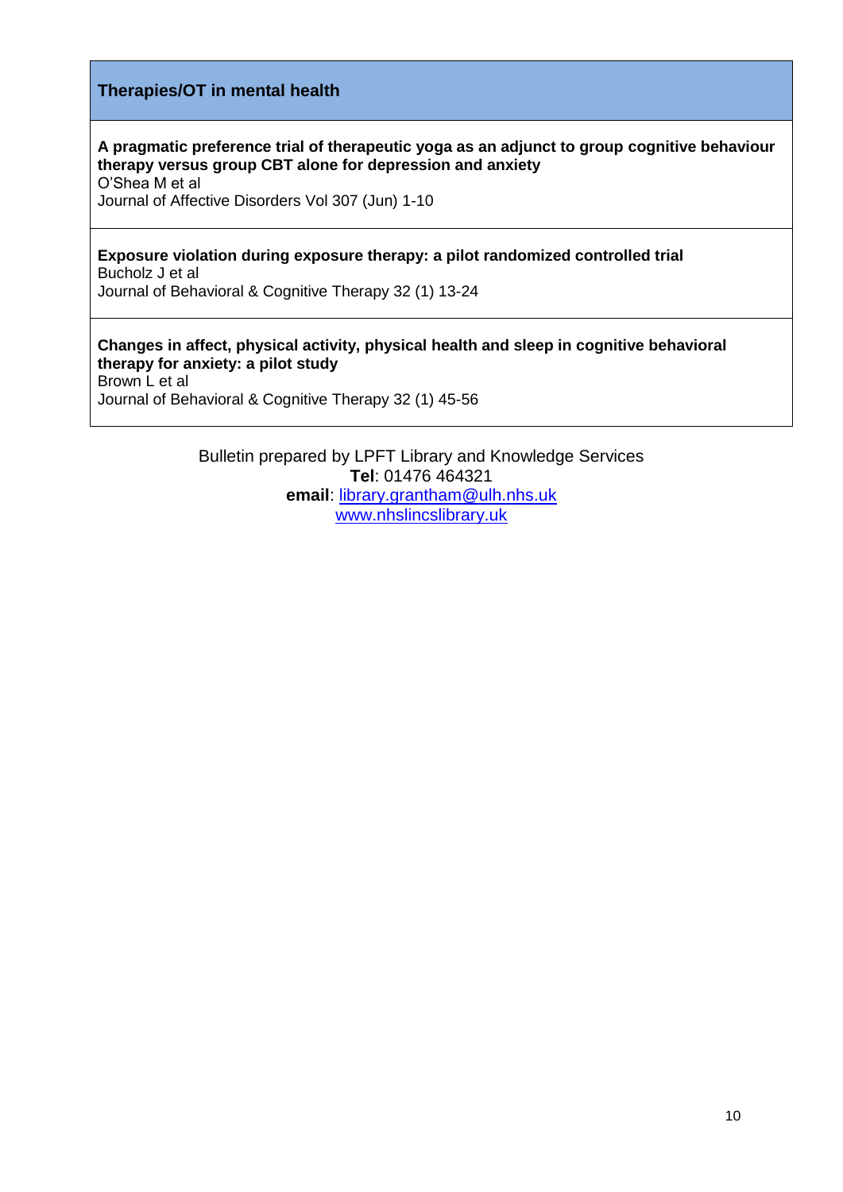## Therapies/OT in mental health

**A pragmatic preference trial of therapeutic yoga as an adjunct to group cognitive behaviour therapy versus group CBT alone for depression and anxiety**
O'Shea M et al
Journal of Affective Disorders Vol 307 (Jun) 1-10

**Exposure violation during exposure therapy: a pilot randomized controlled trial**
Bucholz J et al
Journal of Behavioral & Cognitive Therapy 32 (1) 13-24

**Changes in affect, physical activity, physical health and sleep in cognitive behavioral therapy for anxiety: a pilot study**
Brown L et al
Journal of Behavioral & Cognitive Therapy 32 (1) 45-56

Bulletin prepared by LPFT Library and Knowledge Services
**Tel**: 01476 464321
**email**: library.grantham@ulh.nhs.uk
www.nhslincslibrary.uk